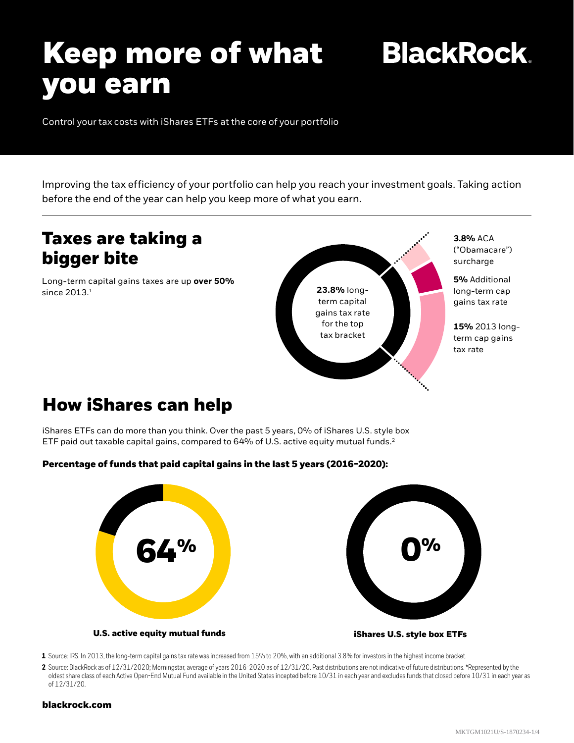# Keep more of what you earn

BlackRock.

Control your tax costs with iShares ETFs at the core of your portfolio

Improving the tax efficiency of your portfolio can help you reach your investment goals. Taking action before the end of the year can help you keep more of what you earn.

## Taxes are taking a bigger bite

Long-term capital gains taxes are up **over 50%** since 2013.[1]

**23.8%** long-term capital gains tax rate for the top tax bracket

**3.8%** ACA ("Obamacare") surcharge

**5%** Additional long-term cap gains tax rate

**15%** 2013 long-term cap gains tax rate

## How iShares can help

iShares ETFs can do more than you think. Over the past 5 years, 0% of iShares U.S. style box ETF paid out taxable capital gains, compared to 64% of U.S. active equity mutual funds.[2]

**Percentage of funds that paid capital gains in the last 5 years (2016-2020):**

**64%**

**U.S. active equity mutual funds**

**0%**

**iShares U.S. style box ETFs**

1 Source: IRS. In 2013, the long-term capital gains tax rate was increased from 15% to 20%, with an additional 3.8% for investors in the highest income bracket.

2 Source: BlackRock as of 12/31/2020; Morningstar, average of years 2016-2020 as of 12/31/20. Past distributions are not indicative of future distributions. *Represented by the oldest share class of each Active Open-End Mutual Fund available in the United States incepted before 10/31 in each year and excludes funds that closed before 10/31 in each year as of 12/31/20.

**blackrock.com**

MKTGM1021U/S-1870234-1/4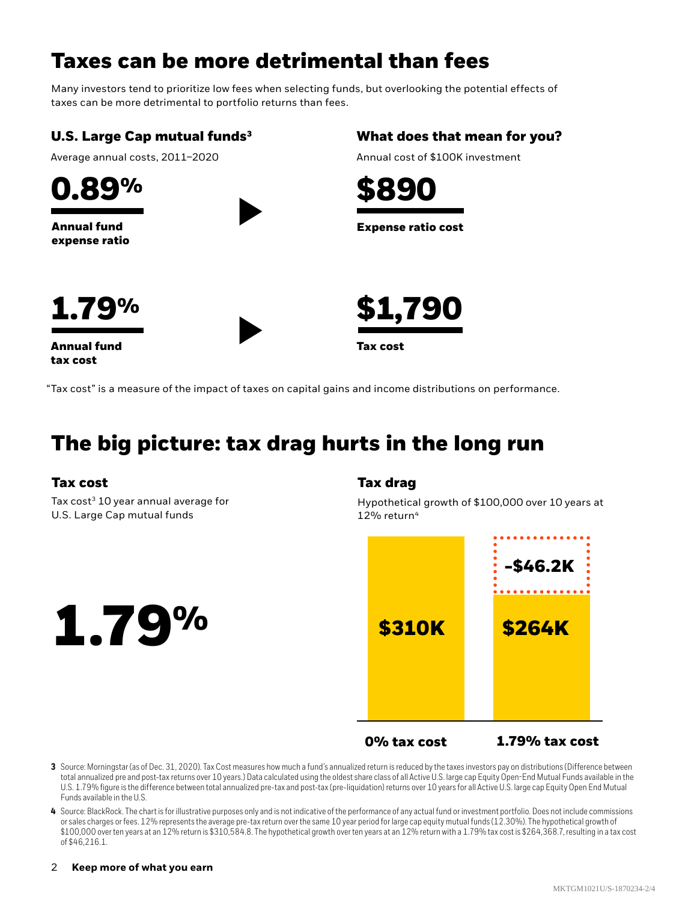# Taxes can be more detrimental than fees

Many investors tend to prioritize low fees when selecting funds, but overlooking the potential effects of taxes can be more detrimental to portfolio returns than fees.

### U.S. Large Cap mutual funds[3]

Average annual costs, 2011–2020

**0.89%**

**Annual fund expense ratio**

**1.79%**

**Annual fund tax cost**

### What does that mean for you?

Annual cost of $100K investment

**$890**

**Expense ratio cost**

**$1,790**

**Tax cost**

"Tax cost" is a measure of the impact of taxes on capital gains and income distributions on performance.

# The big picture: tax drag hurts in the long run

### Tax cost

Tax cost[3] 10 year annual average for U.S. Large Cap mutual funds

**1.79%**

### Tax drag

Hypothetical growth of $100,000 over 10 years at 12% return[4]

| | 0% tax cost | 1.79% tax cost |
|---|---|---|
| Value | $310K | $264K |
| Tax drag | | -$46.2K |

**3** Source: Morningstar (as of Dec. 31, 2020). Tax Cost measures how much a fund's annualized return is reduced by the taxes investors pay on distributions (Difference between total annualized pre and post-tax returns over 10 years.) Data calculated using the oldest share class of all Active U.S. large cap Equity Open-End Mutual Funds available in the U.S. 1.79% figure is the difference between total annualized pre-tax and post-tax (pre-liquidation) returns over 10 years for all Active U.S. large cap Equity Open End Mutual Funds available in the U.S.

**4** Source: BlackRock. The chart is for illustrative purposes only and is not indicative of the performance of any actual fund or investment portfolio. Does not include commissions or sales charges or fees. 12% represents the average pre-tax return over the same 10 year period for large cap equity mutual funds (12.30%). The hypothetical growth of $100,000 over ten years at an 12% return is $310,584.8. The hypothetical growth over ten years at an 12% return with a 1.79% tax cost is $264,368.7, resulting in a tax cost of $46,216.1.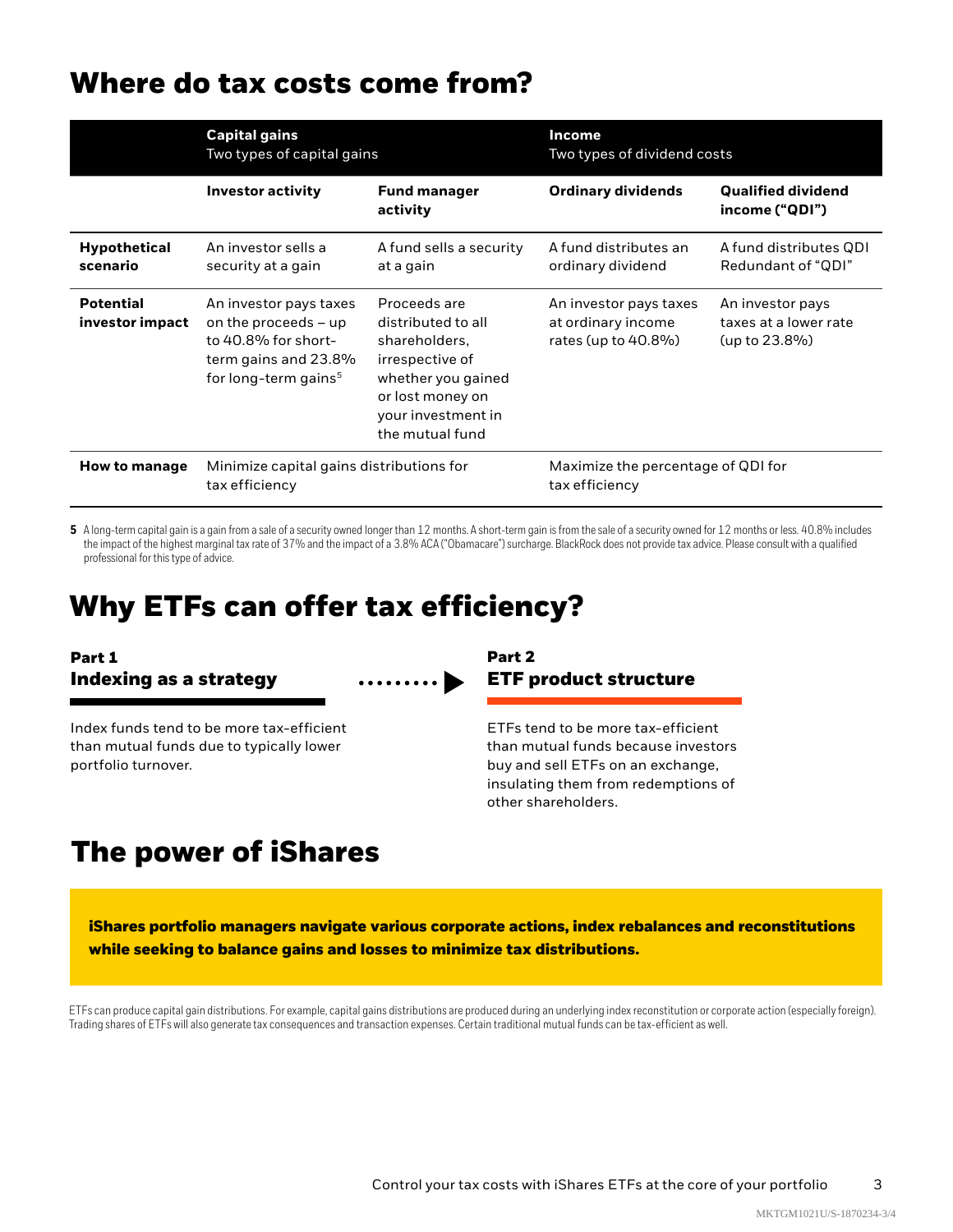## Where do tax costs come from?

| | **Capital gains** Two types of capital gains | | **Income** Two types of dividend costs | |
|---|---|---|---|---|
| | **Investor activity** | **Fund manager activity** | **Ordinary dividends** | **Qualified dividend income ("QDI")** |
| **Hypothetical scenario** | An investor sells a security at a gain | A fund sells a security at a gain | A fund distributes an ordinary dividend | A fund distributes QDI Redundant of "QDI" |
| **Potential investor impact** | An investor pays taxes on the proceeds – up to 40.8% for short-term gains and 23.8% for long-term gains[5] | Proceeds are distributed to all shareholders, irrespective of whether you gained or lost money on your investment in the mutual fund | An investor pays taxes at ordinary income rates (up to 40.8%) | An investor pays taxes at a lower rate (up to 23.8%) |
| **How to manage** | Minimize capital gains distributions for tax efficiency | | Maximize the percentage of QDI for tax efficiency | |

**5** A long-term capital gain is a gain from a sale of a security owned longer than 12 months. A short-term gain is from the sale of a security owned for 12 months or less. 40.8% includes the impact of the highest marginal tax rate of 37% and the impact of a 3.8% ACA ("Obamacare") surcharge. BlackRock does not provide tax advice. Please consult with a qualified professional for this type of advice.

## Why ETFs can offer tax efficiency?

**Part 1**
**Indexing as a strategy**

Index funds tend to be more tax-efficient than mutual funds due to typically lower portfolio turnover.

**Part 2**
**ETF product structure**

ETFs tend to be more tax-efficient than mutual funds because investors buy and sell ETFs on an exchange, insulating them from redemptions of other shareholders.

## The power of iShares

**iShares portfolio managers navigate various corporate actions, index rebalances and reconstitutions while seeking to balance gains and losses to minimize tax distributions.**

ETFs can produce capital gain distributions. For example, capital gains distributions are produced during an underlying index reconstitution or corporate action (especially foreign). Trading shares of ETFs will also generate tax consequences and transaction expenses. Certain traditional mutual funds can be tax-efficient as well.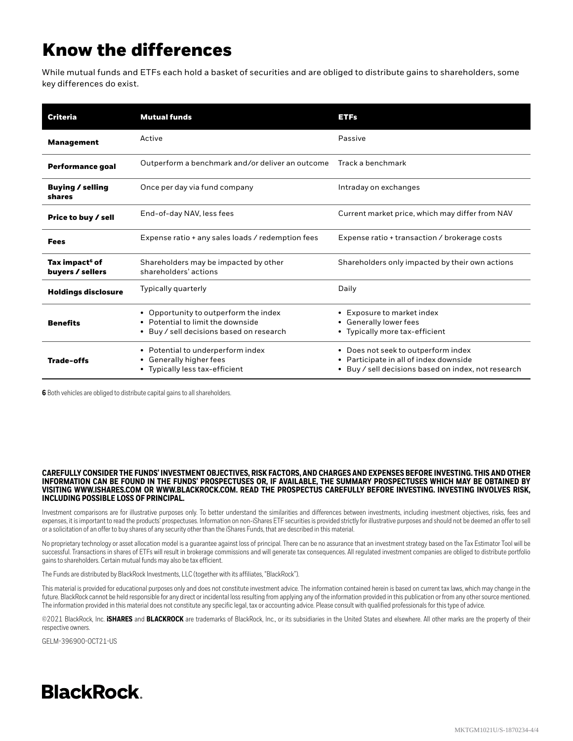# Know the differences

While mutual funds and ETFs each hold a basket of securities and are obliged to distribute gains to shareholders, some key differences do exist.

| Criteria | Mutual funds | ETFs |
|---|---|---|
| **Management** | Active | Passive |
| **Performance goal** | Outperform a benchmark and/or deliver an outcome | Track a benchmark |
| **Buying / selling shares** | Once per day via fund company | Intraday on exchanges |
| **Price to buy / sell** | End-of-day NAV, less fees | Current market price, which may differ from NAV |
| **Fees** | Expense ratio + any sales loads / redemption fees | Expense ratio + transaction / brokerage costs |
| **Tax impact[6] of buyers / sellers** | Shareholders may be impacted by other shareholders' actions | Shareholders only impacted by their own actions |
| **Holdings disclosure** | Typically quarterly | Daily |
| **Benefits** | • Opportunity to outperform the index<br>• Potential to limit the downside<br>• Buy / sell decisions based on research | • Exposure to market index<br>• Generally lower fees<br>• Typically more tax-efficient |
| **Trade-offs** | • Potential to underperform index<br>• Generally higher fees<br>• Typically less tax-efficient | • Does not seek to outperform index<br>• Participate in all of index downside<br>• Buy / sell decisions based on index, not research |

**6** Both vehicles are obliged to distribute capital gains to all shareholders.

**CAREFULLY CONSIDER THE FUNDS' INVESTMENT OBJECTIVES, RISK FACTORS, AND CHARGES AND EXPENSES BEFORE INVESTING. THIS AND OTHER INFORMATION CAN BE FOUND IN THE FUNDS' PROSPECTUSES OR, IF AVAILABLE, THE SUMMARY PROSPECTUSES WHICH MAY BE OBTAINED BY VISITING WWW.ISHARES.COM OR WWW.BLACKROCK.COM. READ THE PROSPECTUS CAREFULLY BEFORE INVESTING. INVESTING INVOLVES RISK, INCLUDING POSSIBLE LOSS OF PRINCIPAL.**

Investment comparisons are for illustrative purposes only. To better understand the similarities and differences between investments, including investment objectives, risks, fees and expenses, it is important to read the products' prospectuses. Information on non-iShares ETF securities is provided strictly for illustrative purposes and should not be deemed an offer to sell or a solicitation of an offer to buy shares of any security other than the iShares Funds, that are described in this material.

No proprietary technology or asset allocation model is a guarantee against loss of principal. There can be no assurance that an investment strategy based on the Tax Estimator Tool will be successful. Transactions in shares of ETFs will result in brokerage commissions and will generate tax consequences. All regulated investment companies are obliged to distribute portfolio gains to shareholders. Certain mutual funds may also be tax efficient.

The Funds are distributed by BlackRock Investments, LLC (together with its affiliates, "BlackRock").

This material is provided for educational purposes only and does not constitute investment advice. The information contained herein is based on current tax laws, which may change in the future. BlackRock cannot be held responsible for any direct or incidental loss resulting from applying any of the information provided in this publication or from any other source mentioned. The information provided in this material does not constitute any specific legal, tax or accounting advice. Please consult with qualified professionals for this type of advice.

©2021 BlackRock, Inc. **iSHARES** and **BLACKROCK** are trademarks of BlackRock, Inc., or its subsidiaries in the United States and elsewhere. All other marks are the property of their respective owners.

GELM-396900-OCT21-US

**BlackRock.**

MKTGM1021U/S-1870234-4/4